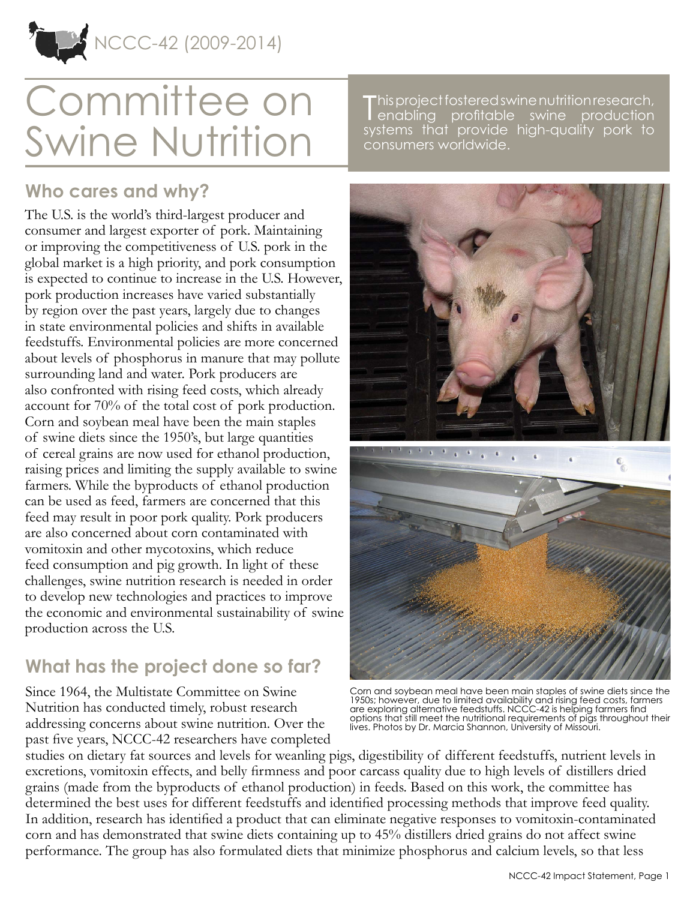NCCC-42 (2009-2014)

# Committee on Swine Nutrition

This project fostered swine nutrition research, enabling profitable swine production systems that provide high-quality pork to consumers worldwide.

## Who cares and why?

The U.S. is the world's third-largest producer and consumer and largest exporter of pork. Maintaining or improving the competitiveness of U.S. pork in the global market is a high priority, and pork consumption is expected to continue to increase in the U.S. However, pork production increases have varied substantially by region over the past years, largely due to changes in state environmental policies and shifts in available feedstuffs. Environmental policies are more concerned about levels of phosphorus in manure that may pollute surrounding land and water. Pork producers are also confronted with rising feed costs, which already account for 70% of the total cost of pork production. Corn and soybean meal have been the main staples of swine diets since the 1950's, but large quantities of cereal grains are now used for ethanol production, raising prices and limiting the supply available to swine farmers. While the byproducts of ethanol production can be used as feed, farmers are concerned that this feed may result in poor pork quality. Pork producers are also concerned about corn contaminated with vomitoxin and other mycotoxins, which reduce feed consumption and pig growth. In light of these challenges, swine nutrition research is needed in order to develop new technologies and practices to improve the economic and environmental sustainability of swine production across the U.S.

Corn and soybean meal have been main staples of swine diets since the 1950s; however, due to limited availability and rising feed costs, farmers are exploring alternative feedstuffs. NCCC-42 is helping farmers find options that still meet the nutritional requirements of pigs throughout their lives. Photos by Dr. Marcia Shannon, University of Missouri.

## What has the project done so far?

Since 1964, the Multistate Committee on Swine Nutrition has conducted timely, robust research addressing concerns about swine nutrition. Over the past five years, NCCC-42 researchers have completed studies on dietary fat sources and levels for weanling pigs, digestibility of different feedstuffs, nutrient levels in excretions, vomitoxin effects, and belly firmness and poor carcass quality due to high levels of distillers dried grains (made from the byproducts of ethanol production) in feeds. Based on this work, the committee has determined the best uses for different feedstuffs and identified processing methods that improve feed quality. In addition, research has identified a product that can eliminate negative responses to vomitoxin-contaminated corn and has demonstrated that swine diets containing up to 45% distillers dried grains do not affect swine performance. The group has also formulated diets that minimize phosphorus and calcium levels, so that less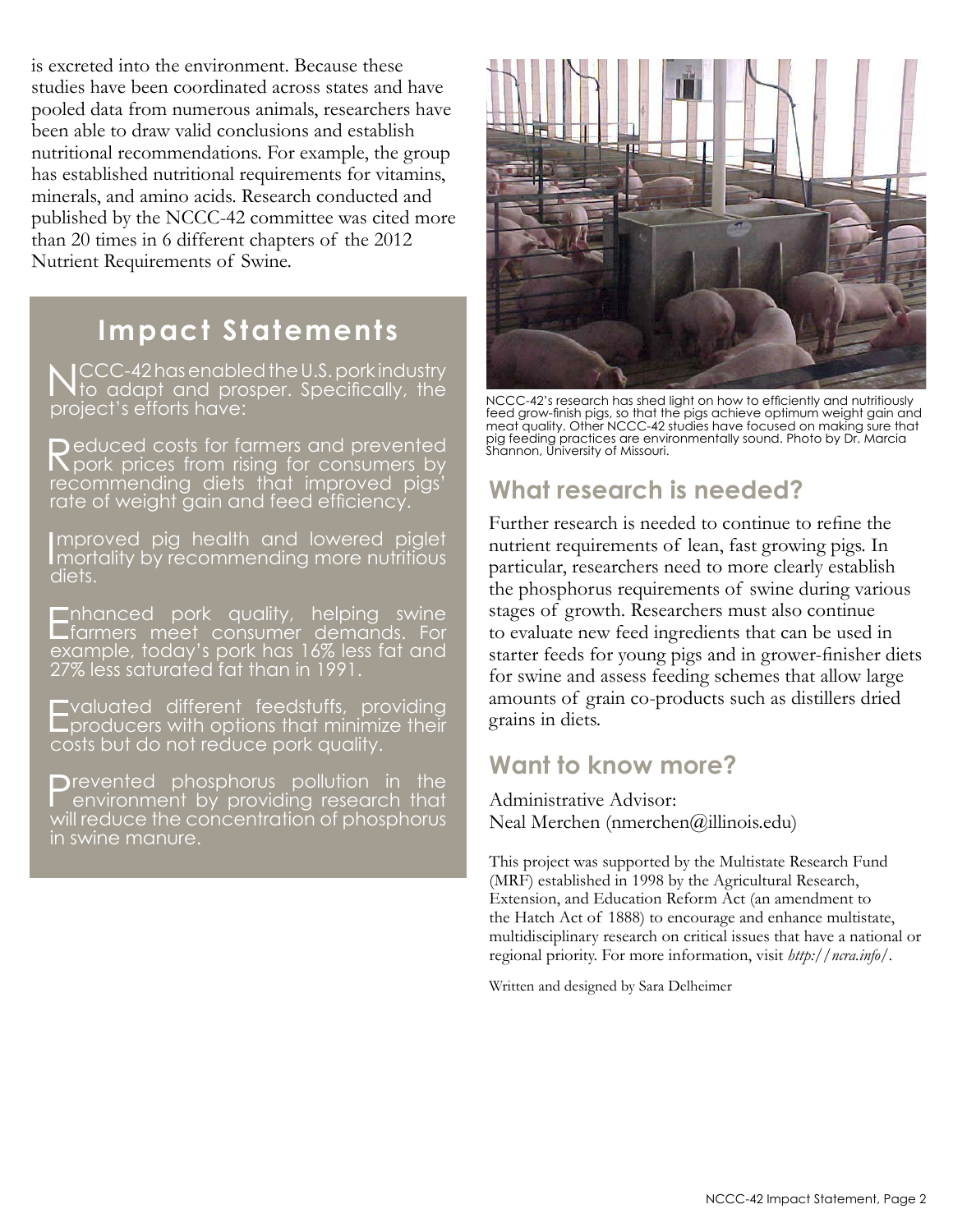is excreted into the environment. Because these studies have been coordinated across states and have pooled data from numerous animals, researchers have been able to draw valid conclusions and establish nutritional recommendations. For example, the group has established nutritional requirements for vitamins, minerals, and amino acids. Research conducted and published by the NCCC-42 committee was cited more than 20 times in 6 different chapters of the 2012 Nutrient Requirements of Swine.

## Impact Statements

NCCC-42 has enabled the U.S. pork industry to adapt and prosper. Specifically, the project's efforts have:

Reduced costs for farmers and prevented pork prices from rising for consumers by recommending diets that improved pigs' rate of weight gain and feed efficiency.

Improved pig health and lowered piglet mortality by recommending more nutritious diets.

Enhanced pork quality, helping swine farmers meet consumer demands. For example, today's pork has 16% less fat and 27% less saturated fat than in 1991.

Evaluated different feedstuffs, providing producers with options that minimize their costs but do not reduce pork quality.

Prevented phosphorus pollution in the environment by providing research that will reduce the concentration of phosphorus in swine manure.

NCCC-42's research has shed light on how to efficiently and nutritiously feed grow-finish pigs, so that the pigs achieve optimum weight gain and meat quality. Other NCCC-42 studies have focused on making sure that pig feeding practices are environmentally sound. Photo by Dr. Marcia Shannon, University of Missouri.

## What research is needed?

Further research is needed to continue to refine the nutrient requirements of lean, fast growing pigs. In particular, researchers need to more clearly establish the phosphorus requirements of swine during various stages of growth. Researchers must also continue to evaluate new feed ingredients that can be used in starter feeds for young pigs and in grower-finisher diets for swine and assess feeding schemes that allow large amounts of grain co-products such as distillers dried grains in diets.

## Want to know more?

Administrative Advisor:
Neal Merchen (nmerchen@illinois.edu)

This project was supported by the Multistate Research Fund (MRF) established in 1998 by the Agricultural Research, Extension, and Education Reform Act (an amendment to the Hatch Act of 1888) to encourage and enhance multistate, multidisciplinary research on critical issues that have a national or regional priority. For more information, visit *http://ncra.info/*.

Written and designed by Sara Delheimer